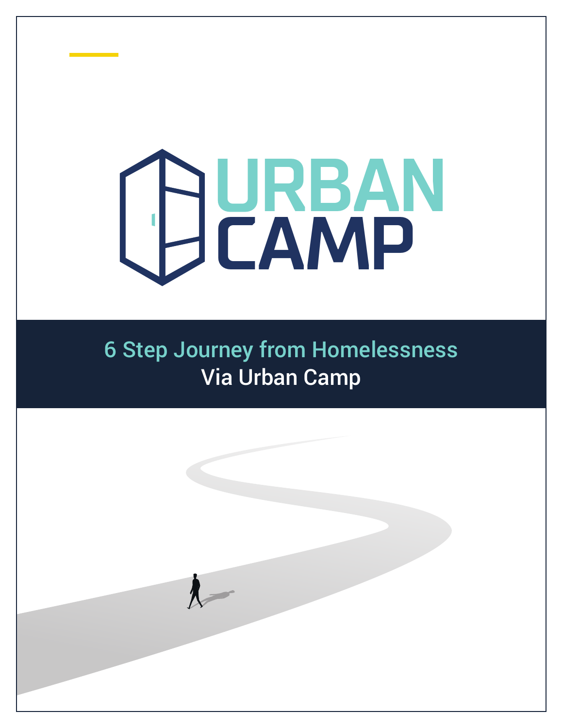# URBAN CAMP

## 6 Step Journey from Homelessness

Via Urban Camp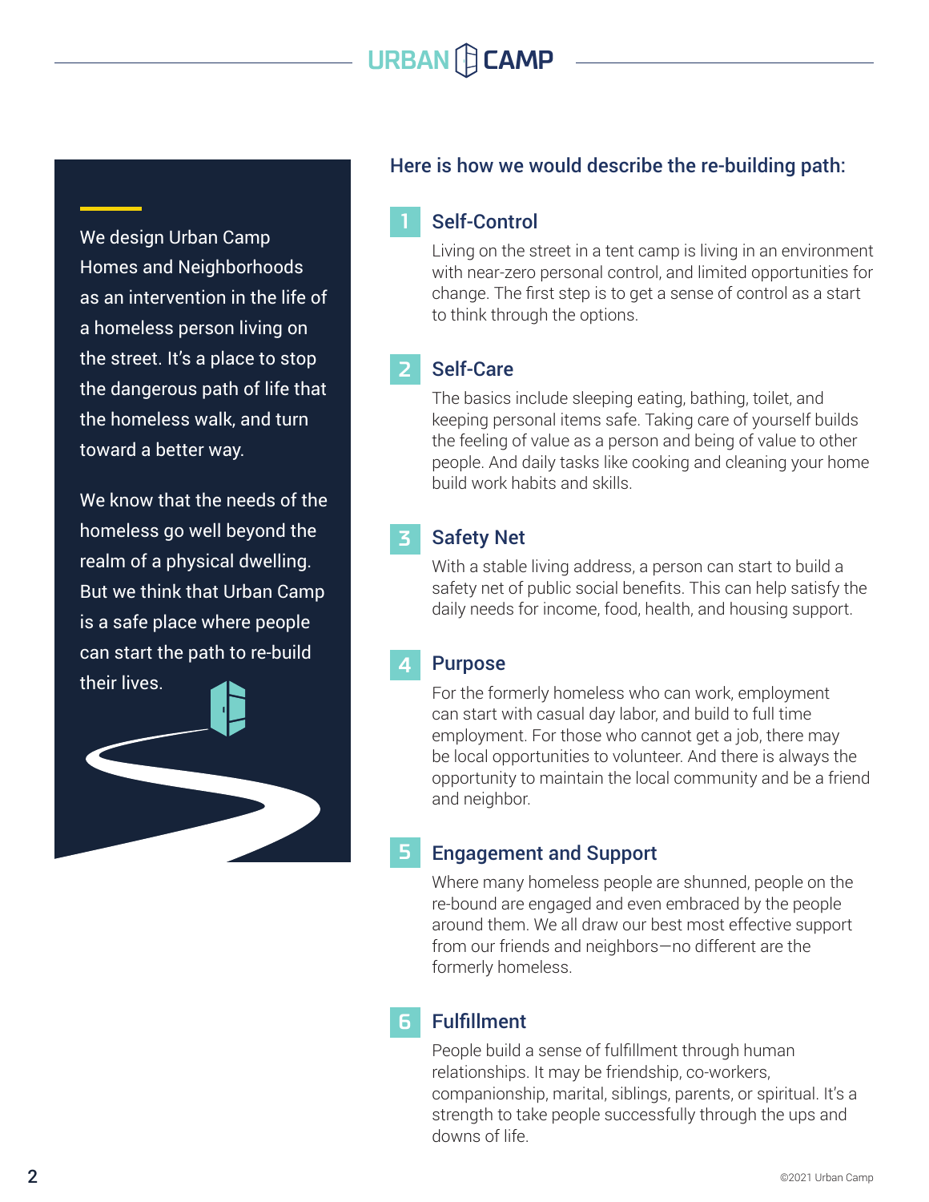We design Urban Camp Homes and Neighborhoods as an intervention in the life of a homeless person living on the street. It's a place to stop the dangerous path of life that the homeless walk, and turn toward a better way.

We know that the needs of the homeless go well beyond the realm of a physical dwelling. But we think that Urban Camp is a safe place where people can start the path to re-build their lives.

## Here is how we would describe the re-building path:

### 1 Self-Control

Living on the street in a tent camp is living in an environment with near-zero personal control, and limited opportunities for change. The first step is to get a sense of control as a start to think through the options.

### 2 Self-Care

The basics include sleeping eating, bathing, toilet, and keeping personal items safe. Taking care of yourself builds the feeling of value as a person and being of value to other people. And daily tasks like cooking and cleaning your home build work habits and skills.

### 3 Safety Net

With a stable living address, a person can start to build a safety net of public social benefits. This can help satisfy the daily needs for income, food, health, and housing support.

### 4 Purpose

For the formerly homeless who can work, employment can start with casual day labor, and build to full time employment. For those who cannot get a job, there may be local opportunities to volunteer. And there is always the opportunity to maintain the local community and be a friend and neighbor.

### 5 Engagement and Support

Where many homeless people are shunned, people on the re-bound are engaged and even embraced by the people around them. We all draw our best most effective support from our friends and neighbors—no different are the formerly homeless.

### 6 Fulfillment

People build a sense of fulfillment through human relationships. It may be friendship, co-workers, companionship, marital, siblings, parents, or spiritual. It's a strength to take people successfully through the ups and downs of life.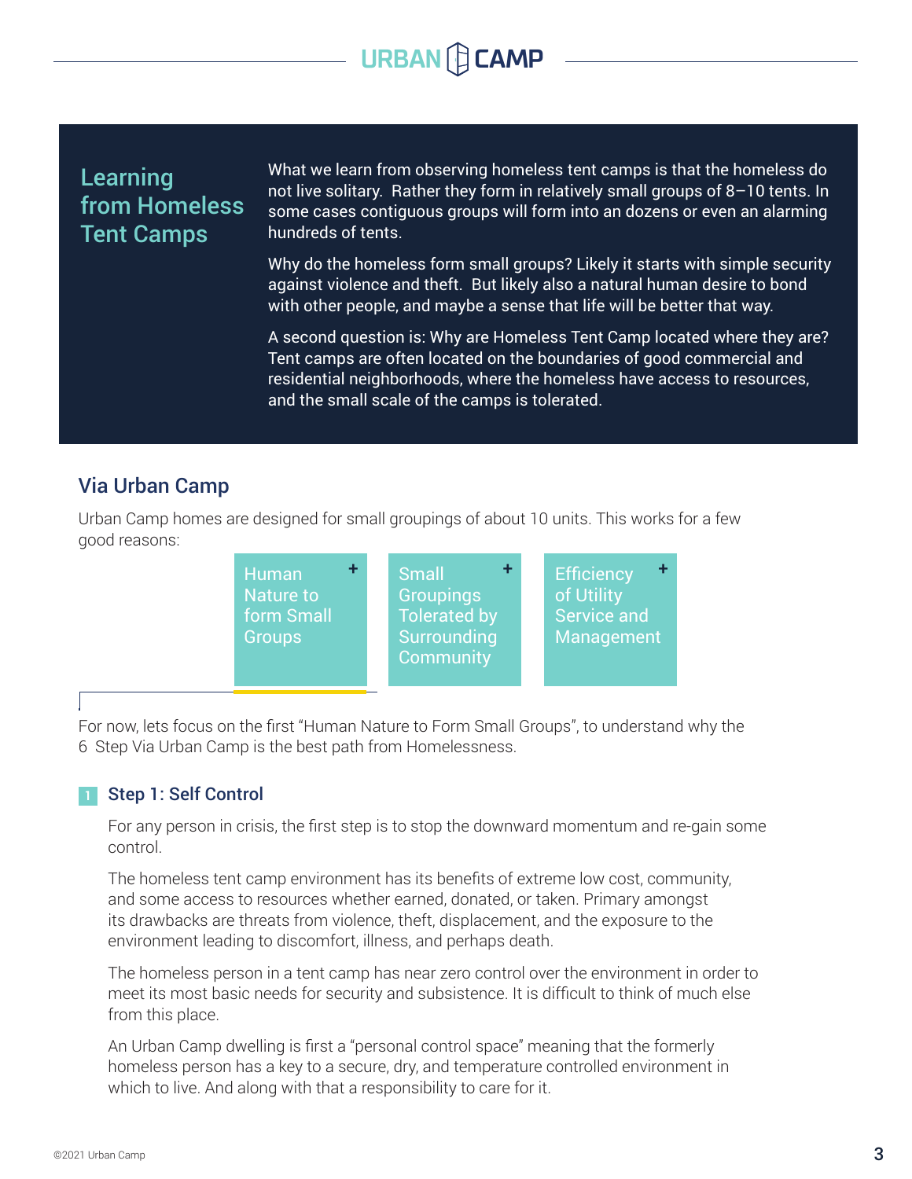## Learning from Homeless Tent Camps

What we learn from observing homeless tent camps is that the homeless do not live solitary. Rather they form in relatively small groups of 8–10 tents. In some cases contiguous groups will form into an dozens or even an alarming hundreds of tents.

Why do the homeless form small groups? Likely it starts with simple security against violence and theft. But likely also a natural human desire to bond with other people, and maybe a sense that life will be better that way.

A second question is: Why are Homeless Tent Camp located where they are? Tent camps are often located on the boundaries of good commercial and residential neighborhoods, where the homeless have access to resources, and the small scale of the camps is tolerated.

## Via Urban Camp

Urban Camp homes are designed for small groupings of about 10 units. This works for a few good reasons:

- Human Nature to form Small Groups +
- Small Groupings Tolerated by Surrounding Community +
- Efficiency of Utility Service and Management +

For now, lets focus on the first "Human Nature to Form Small Groups", to understand why the 6 Step Via Urban Camp is the best path from Homelessness.

### 1 Step 1: Self Control

For any person in crisis, the first step is to stop the downward momentum and re-gain some control.

The homeless tent camp environment has its benefits of extreme low cost, community, and some access to resources whether earned, donated, or taken. Primary amongst its drawbacks are threats from violence, theft, displacement, and the exposure to the environment leading to discomfort, illness, and perhaps death.

The homeless person in a tent camp has near zero control over the environment in order to meet its most basic needs for security and subsistence. It is difficult to think of much else from this place.

An Urban Camp dwelling is first a "personal control space" meaning that the formerly homeless person has a key to a secure, dry, and temperature controlled environment in which to live. And along with that a responsibility to care for it.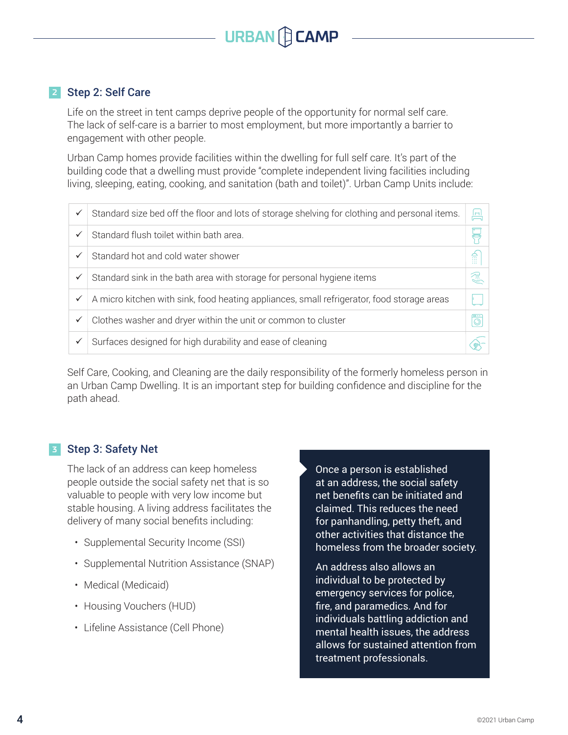## 2 Step 2: Self Care

Life on the street in tent camps deprive people of the opportunity for normal self care. The lack of self-care is a barrier to most employment, but more importantly a barrier to engagement with other people.

Urban Camp homes provide facilities within the dwelling for full self care. It's part of the building code that a dwelling must provide "complete independent living facilities including living, sleeping, eating, cooking, and sanitation (bath and toilet)". Urban Camp Units include:

| | |
|---|---|
| ✓ | Standard size bed off the floor and lots of storage shelving for clothing and personal items. |
| ✓ | Standard flush toilet within bath area. |
| ✓ | Standard hot and cold water shower |
| ✓ | Standard sink in the bath area with storage for personal hygiene items |
| ✓ | A micro kitchen with sink, food heating appliances, small refrigerator, food storage areas |
| ✓ | Clothes washer and dryer within the unit or common to cluster |
| ✓ | Surfaces designed for high durability and ease of cleaning |

Self Care, Cooking, and Cleaning are the daily responsibility of the formerly homeless person in an Urban Camp Dwelling. It is an important step for building confidence and discipline for the path ahead.

## 3 Step 3: Safety Net

The lack of an address can keep homeless people outside the social safety net that is so valuable to people with very low income but stable housing. A living address facilitates the delivery of many social benefits including:

- Supplemental Security Income (SSI)
- Supplemental Nutrition Assistance (SNAP)
- Medical (Medicaid)
- Housing Vouchers (HUD)
- Lifeline Assistance (Cell Phone)

Once a person is established at an address, the social safety net benefits can be initiated and claimed. This reduces the need for panhandling, petty theft, and other activities that distance the homeless from the broader society.

An address also allows an individual to be protected by emergency services for police, fire, and paramedics. And for individuals battling addiction and mental health issues, the address allows for sustained attention from treatment professionals.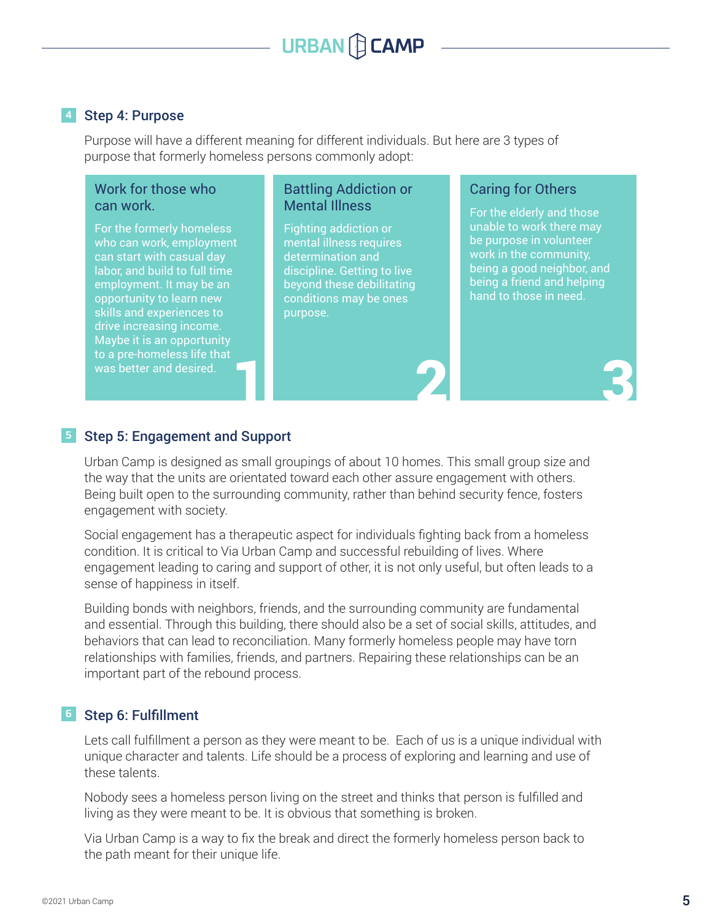## 4 Step 4: Purpose

Purpose will have a different meaning for different individuals. But here are 3 types of purpose that formerly homeless persons commonly adopt:

### Work for those who can work.

For the formerly homeless who can work, employment can start with casual day labor, and build to full time employment. It may be an opportunity to learn new skills and experiences to drive increasing income. Maybe it is an opportunity to a pre-homeless life that was better and desired.

1

### Battling Addiction or Mental Illness

Fighting addiction or mental illness requires determination and discipline. Getting to live beyond these debilitating conditions may be ones purpose.

2

### Caring for Others

For the elderly and those unable to work there may be purpose in volunteer work in the community, being a good neighbor, and being a friend and helping hand to those in need.

3

## 5 Step 5: Engagement and Support

Urban Camp is designed as small groupings of about 10 homes. This small group size and the way that the units are orientated toward each other assure engagement with others. Being built open to the surrounding community, rather than behind security fence, fosters engagement with society.

Social engagement has a therapeutic aspect for individuals fighting back from a homeless condition. It is critical to Via Urban Camp and successful rebuilding of lives. Where engagement leading to caring and support of other, it is not only useful, but often leads to a sense of happiness in itself.

Building bonds with neighbors, friends, and the surrounding community are fundamental and essential. Through this building, there should also be a set of social skills, attitudes, and behaviors that can lead to reconciliation. Many formerly homeless people may have torn relationships with families, friends, and partners. Repairing these relationships can be an important part of the rebound process.

## 6 Step 6: Fulfillment

Lets call fulfillment a person as they were meant to be. Each of us is a unique individual with unique character and talents. Life should be a process of exploring and learning and use of these talents.

Nobody sees a homeless person living on the street and thinks that person is fulfilled and living as they were meant to be. It is obvious that something is broken.

Via Urban Camp is a way to fix the break and direct the formerly homeless person back to the path meant for their unique life.

©2021 Urban Camp